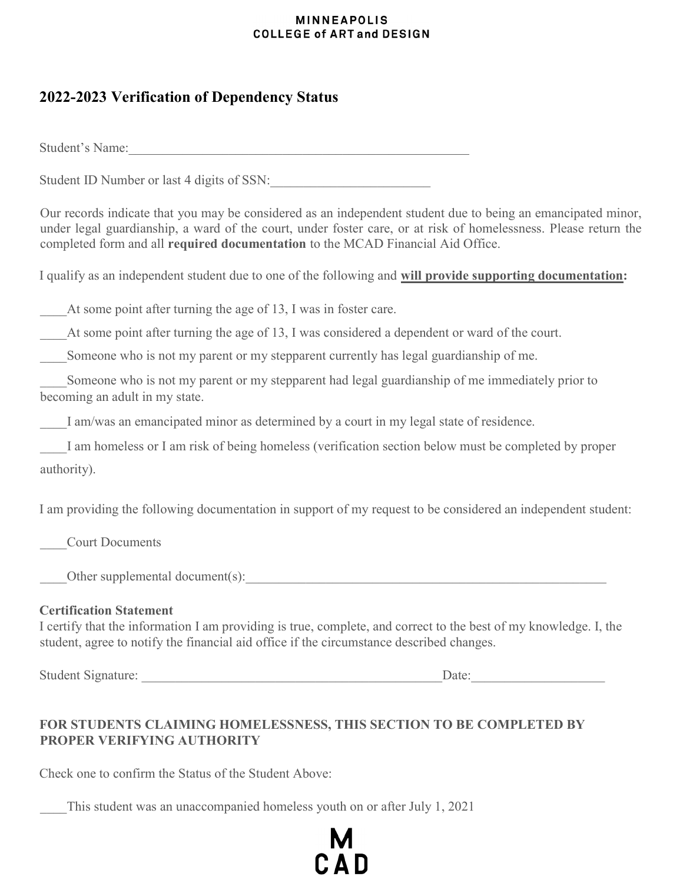MINNEAPOLIS
COLLEGE of ART and DESIGN

## 2022-2023 Verification of Dependency Status

Student's Name:____________________________________________________

Student ID Number or last 4 digits of SSN:________________________

Our records indicate that you may be considered as an independent student due to being an emancipated minor, under legal guardianship, a ward of the court, under foster care, or at risk of homelessness. Please return the completed form and all **required documentation** to the MCAD Financial Aid Office.

I qualify as an independent student due to one of the following and **<u>will provide supporting documentation</u>:**

____At some point after turning the age of 13, I was in foster care.

____At some point after turning the age of 13, I was considered a dependent or ward of the court.

____Someone who is not my parent or my stepparent currently has legal guardianship of me.

____Someone who is not my parent or my stepparent had legal guardianship of me immediately prior to becoming an adult in my state.

____I am/was an emancipated minor as determined by a court in my legal state of residence.

____I am homeless or I am risk of being homeless (verification section below must be completed by proper authority).

I am providing the following documentation in support of my request to be considered an independent student:

____Court Documents

____Other supplemental document(s):________________________________________________________

**Certification Statement**
I certify that the information I am providing is true, complete, and correct to the best of my knowledge. I, the student, agree to notify the financial aid office if the circumstance described changes.

Student Signature: ____________________________________________Date:___________________

**FOR STUDENTS CLAIMING HOMELESSNESS, THIS SECTION TO BE COMPLETED BY PROPER VERIFYING AUTHORITY**

Check one to confirm the Status of the Student Above:

____This student was an unaccompanied homeless youth on or after July 1, 2021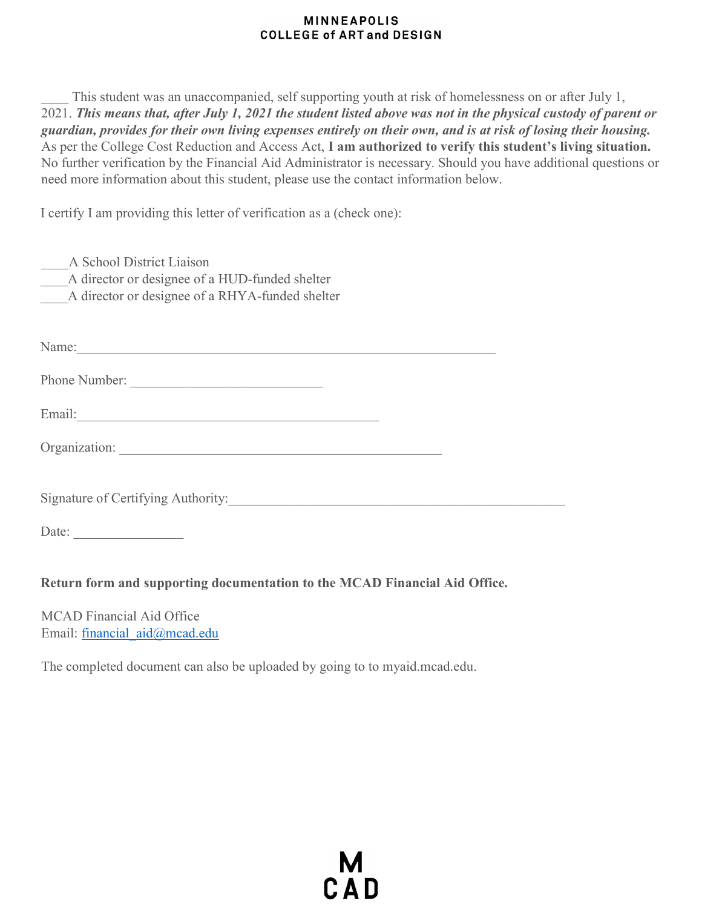____ This student was an unaccompanied, self supporting youth at risk of homelessness on or after July 1, 2021. ***This means that, after July 1, 2021 the student listed above was not in the physical custody of parent or guardian, provides for their own living expenses entirely on their own, and is at risk of losing their housing.*** As per the College Cost Reduction and Access Act, **I am authorized to verify this student's living situation.** No further verification by the Financial Aid Administrator is necessary. Should you have additional questions or need more information about this student, please use the contact information below.

I certify I am providing this letter of verification as a (check one):

____A School District Liaison
____A director or designee of a HUD-funded shelter
____A director or designee of a RHYA-funded shelter

Name:_______________________________________________________________

Phone Number: ___________________________

Email:_____________________________________________

Organization: _______________________________________________

Signature of Certifying Authority:__________________________________________________

Date: ________________

**Return form and supporting documentation to the MCAD Financial Aid Office.**

MCAD Financial Aid Office
Email: financial_aid@mcad.edu

The completed document can also be uploaded by going to to myaid.mcad.edu.